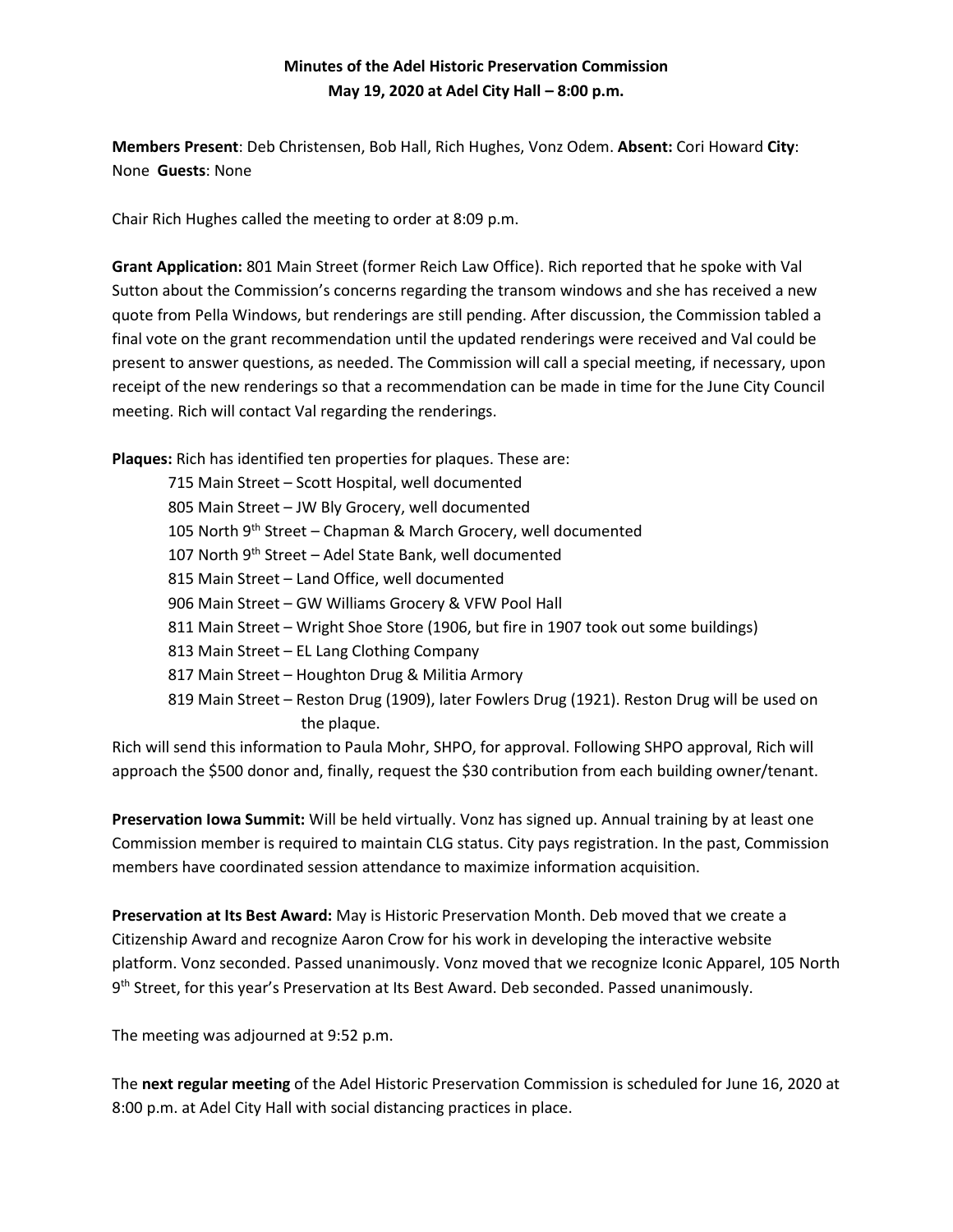**Minutes of the Adel Historic Preservation Commission**
**May 19, 2020 at Adel City Hall – 8:00 p.m.**

**Members Present**: Deb Christensen, Bob Hall, Rich Hughes, Vonz Odem. **Absent:** Cori Howard **City**: None **Guests**: None

Chair Rich Hughes called the meeting to order at 8:09 p.m.

**Grant Application:** 801 Main Street (former Reich Law Office). Rich reported that he spoke with Val Sutton about the Commission's concerns regarding the transom windows and she has received a new quote from Pella Windows, but renderings are still pending. After discussion, the Commission tabled a final vote on the grant recommendation until the updated renderings were received and Val could be present to answer questions, as needed. The Commission will call a special meeting, if necessary, upon receipt of the new renderings so that a recommendation can be made in time for the June City Council meeting. Rich will contact Val regarding the renderings.

**Plaques:** Rich has identified ten properties for plaques. These are:

- 715 Main Street – Scott Hospital, well documented
- 805 Main Street – JW Bly Grocery, well documented
- 105 North 9th Street – Chapman & March Grocery, well documented
- 107 North 9th Street – Adel State Bank, well documented
- 815 Main Street – Land Office, well documented
- 906 Main Street – GW Williams Grocery & VFW Pool Hall
- 811 Main Street – Wright Shoe Store (1906, but fire in 1907 took out some buildings)
- 813 Main Street – EL Lang Clothing Company
- 817 Main Street – Houghton Drug & Militia Armory
- 819 Main Street – Reston Drug (1909), later Fowlers Drug (1921). Reston Drug will be used on the plaque.

Rich will send this information to Paula Mohr, SHPO, for approval. Following SHPO approval, Rich will approach the $500 donor and, finally, request the $30 contribution from each building owner/tenant.

**Preservation Iowa Summit:** Will be held virtually. Vonz has signed up. Annual training by at least one Commission member is required to maintain CLG status. City pays registration. In the past, Commission members have coordinated session attendance to maximize information acquisition.

**Preservation at Its Best Award:** May is Historic Preservation Month. Deb moved that we create a Citizenship Award and recognize Aaron Crow for his work in developing the interactive website platform. Vonz seconded. Passed unanimously. Vonz moved that we recognize Iconic Apparel, 105 North 9th Street, for this year's Preservation at Its Best Award. Deb seconded. Passed unanimously.

The meeting was adjourned at 9:52 p.m.

The **next regular meeting** of the Adel Historic Preservation Commission is scheduled for June 16, 2020 at 8:00 p.m. at Adel City Hall with social distancing practices in place.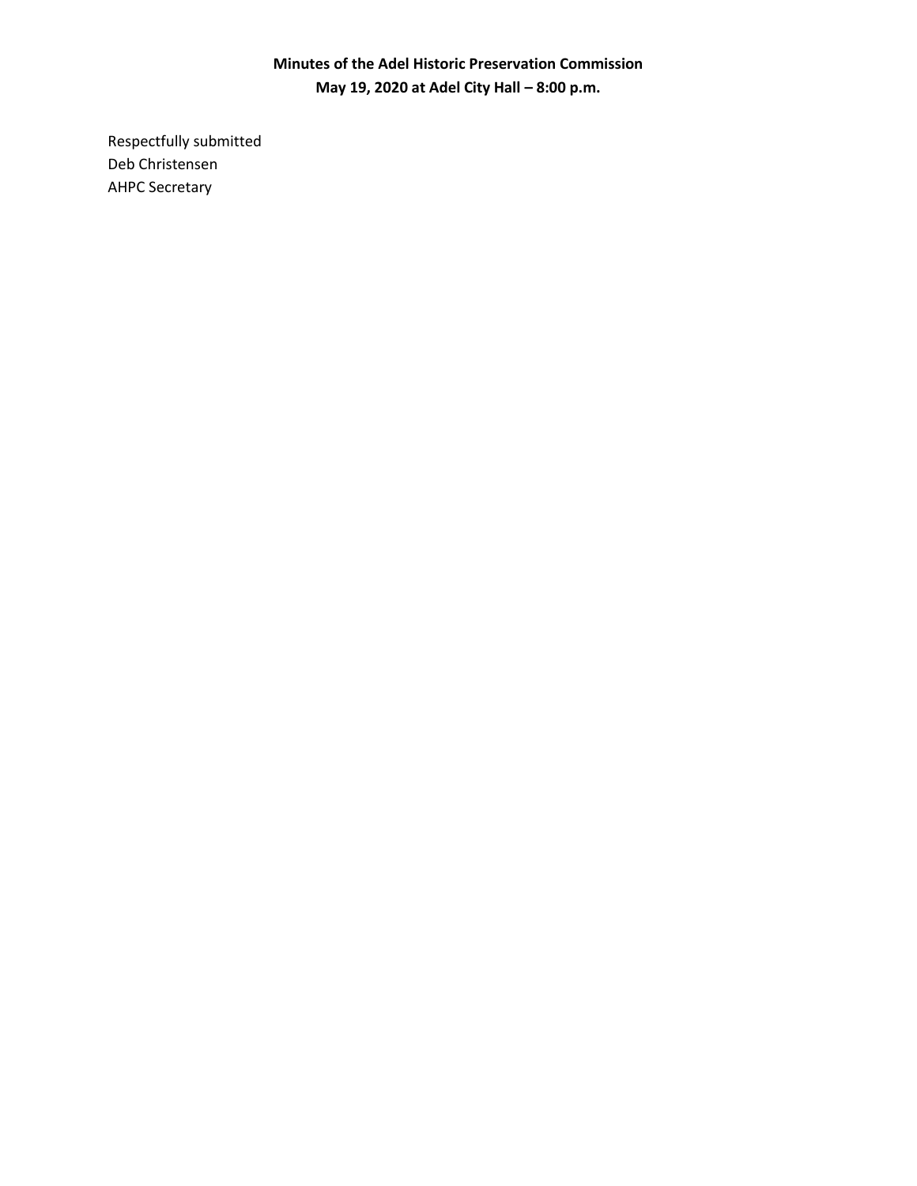**Minutes of the Adel Historic Preservation Commission**
**May 19, 2020 at Adel City Hall – 8:00 p.m.**

Respectfully submitted
Deb Christensen
AHPC Secretary